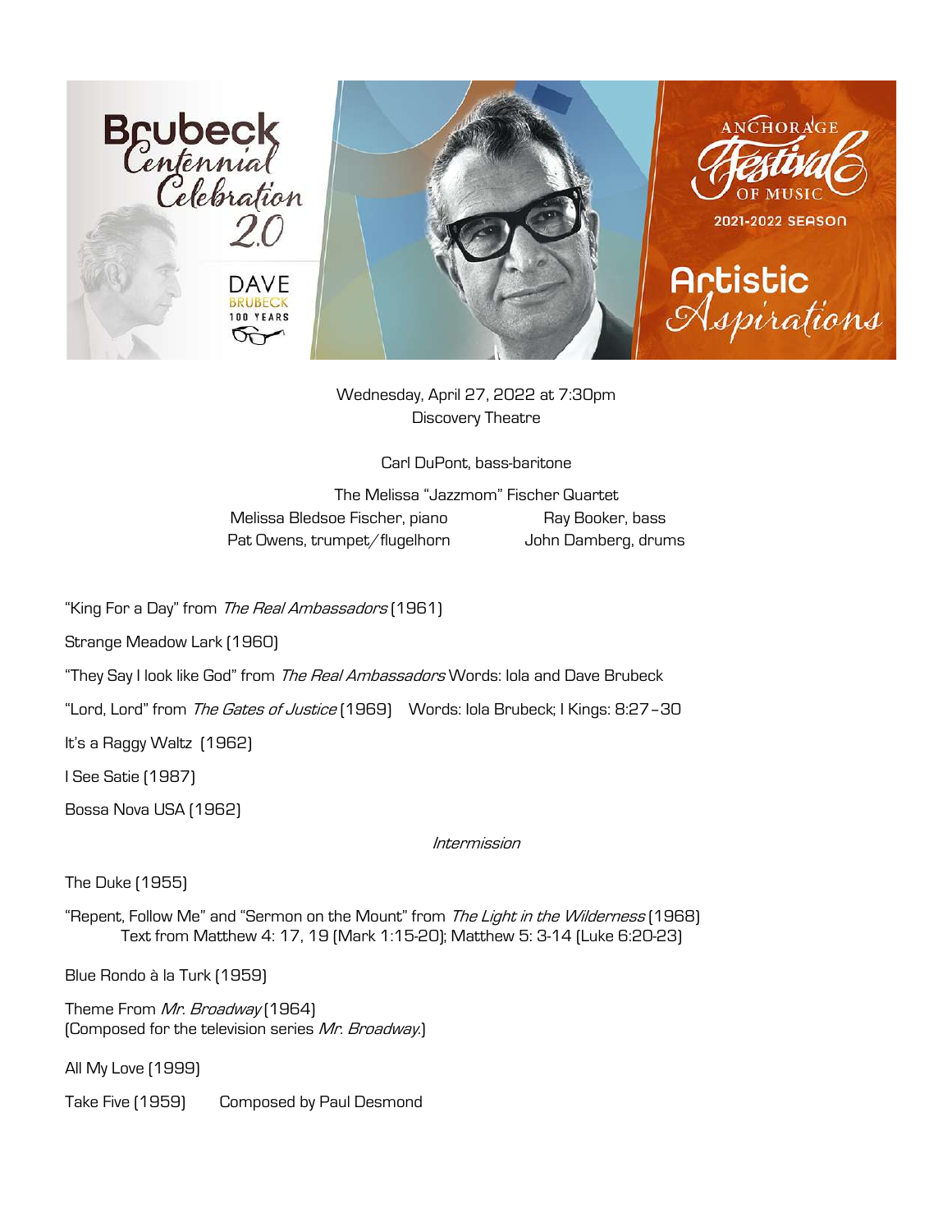Brubeck Centennial Celebration 2.0

DAVE BRUBECK 100 YEARS

ANCHORAGE Festival OF MUSIC

2021-2022 SEASON

Artistic Aspirations

Wednesday, April 27, 2022 at 7:30pm
Discovery Theatre

Carl DuPont, bass-baritone

The Melissa "Jazzmom" Fischer Quartet

Melissa Bledsoe Fischer, piano
Ray Booker, bass
Pat Owens, trumpet/flugelhorn
John Damberg, drums

"King For a Day" from *The Real Ambassadors* (1961)

Strange Meadow Lark (1960)

"They Say I look like God" from *The Real Ambassadors* Words: Iola and Dave Brubeck

"Lord, Lord" from *The Gates of Justice* (1969) Words: Iola Brubeck; I Kings: 8:27–30

It's a Raggy Waltz (1962)

I See Satie (1987)

Bossa Nova USA (1962)

*Intermission*

The Duke (1955)

"Repent, Follow Me" and "Sermon on the Mount" from *The Light in the Wilderness* (1968)
Text from Matthew 4: 17, 19 (Mark 1:15-20); Matthew 5: 3-14 (Luke 6:20-23)

Blue Rondo à la Turk (1959)

Theme From *Mr. Broadway* (1964)
(Composed for the television series *Mr. Broadway*.)

All My Love (1999)

Take Five (1959) Composed by Paul Desmond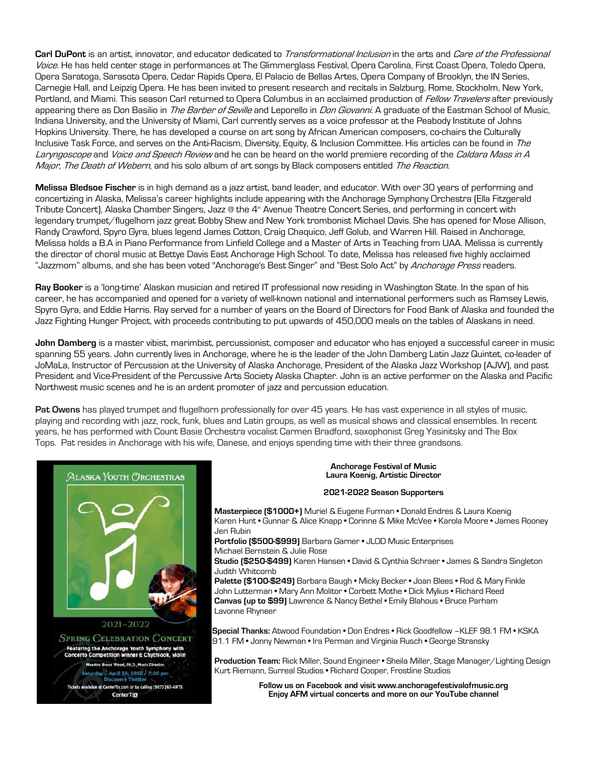**Carl DuPont** is an artist, innovator, and educator dedicated to *Transformational Inclusion* in the arts and *Care of the Professional Voice*. He has held center stage in performances at The Glimmerglass Festival, Opera Carolina, First Coast Opera, Toledo Opera, Opera Saratoga, Sarasota Opera, Cedar Rapids Opera, El Palacio de Bellas Artes, Opera Company of Brooklyn, the IN Series, Carnegie Hall, and Leipzig Opera. He has been invited to present research and recitals in Salzburg, Rome, Stockholm, New York, Portland, and Miami. This season Carl returned to Opera Columbus in an acclaimed production of *Fellow Travelers* after previously appearing there as Don Basilio in *The Barber of Seville* and Leporello in *Don Giovanni*. A graduate of the Eastman School of Music, Indiana University, and the University of Miami, Carl currently serves as a voice professor at the Peabody Institute of Johns Hopkins University. There, he has developed a course on art song by African American composers, co-chairs the Culturally Inclusive Task Force, and serves on the Anti-Racism, Diversity, Equity, & Inclusion Committee. His articles can be found in *The Laryngoscope* and *Voice and Speech Review* and he can be heard on the world premiere recording of the *Caldara Mass in A Major*, *The Death of Webern*, and his solo album of art songs by Black composers entitled *The Reaction*.

**Melissa Bledsoe Fischer** is in high demand as a jazz artist, band leader, and educator. With over 30 years of performing and concertizing in Alaska, Melissa's career highlights include appearing with the Anchorage Symphony Orchestra (Ella Fitzgerald Tribute Concert), Alaska Chamber Singers, Jazz @ the 4th Avenue Theatre Concert Series, and performing in concert with legendary trumpet/flugelhorn jazz great Bobby Shew and New York trombonist Michael Davis. She has opened for Mose Allison, Randy Crawford, Spyro Gyra, blues legend James Cotton, Craig Chaquico, Jeff Golub, and Warren Hill. Raised in Anchorage, Melissa holds a B.A in Piano Performance from Linfield College and a Master of Arts in Teaching from UAA. Melissa is currently the director of choral music at Bettye Davis East Anchorage High School. To date, Melissa has released five highly acclaimed "Jazzmom" albums, and she has been voted "Anchorage's Best Singer" and "Best Solo Act" by *Anchorage Press* readers.

**Ray Booker** is a 'long-time' Alaskan musician and retired IT professional now residing in Washington State. In the span of his career, he has accompanied and opened for a variety of well-known national and international performers such as Ramsey Lewis, Spyro Gyra, and Eddie Harris. Ray served for a number of years on the Board of Directors for Food Bank of Alaska and founded the Jazz Fighting Hunger Project, with proceeds contributing to put upwards of 450,000 meals on the tables of Alaskans in need.

**John Damberg** is a master vibist, marimbist, percussionist, composer and educator who has enjoyed a successful career in music spanning 55 years. John currently lives in Anchorage, where he is the leader of the John Damberg Latin Jazz Quintet, co-leader of JoMaLa, Instructor of Percussion at the University of Alaska Anchorage, President of the Alaska Jazz Workshop (AJW), and past President and Vice-President of the Percussive Arts Society Alaska Chapter. John is an active performer on the Alaska and Pacific Northwest music scenes and he is an ardent promoter of jazz and percussion education.

**Pat Owens** has played trumpet and flugelhorn professionally for over 45 years. He has vast experience in all styles of music, playing and recording with jazz, rock, funk, blues and Latin groups, as well as musical shows and classical ensembles. In recent years, he has performed with Count Basie Orchestra vocalist Carmen Bradford, saxophonist Greg Yasinitsky and The Box Tops. Pat resides in Anchorage with his wife, Danese, and enjoys spending time with their three grandsons.

Alaska Youth Orchestras

2021–2022

Spring Celebration Concert

Featuring the Anchorage Youth Symphony with Concerto Competition winner E Chythlook, violin

Maestro Bruce Wood, Ph.D., Music Director

Saturday • April 30, 2022 • 7:00 pm

Discovery Theater

Tickets available at CenterTix.com or by calling (907) 263-ARTS

CenterTix

**Anchorage Festival of Music**
**Laura Koenig, Artistic Director**

**2021-2022 Season Supporters**

**Masterpiece ($1000+)** Muriel & Eugene Furman • Donald Endres & Laura Koenig
Karen Hunt • Gunnar & Alice Knapp • Corinne & Mike McVee • Karola Moore • James Rooney
Jeri Rubin
**Portfolio ($500-$999)** Barbara Garner • JLOD Music Enterprises
Michael Bernstein & Julie Rose
**Studio ($250-$499)** Karen Hansen • David & Cynthia Schraer • James & Sandra Singleton
Judith Whitcomb
**Palette ($100-$249)** Barbara Baugh • Micky Becker • Joan Blees • Rod & Mary Finkle
John Lutterman • Mary Ann Molitor • Corbett Mothe • Dick Mylius • Richard Reed
**Canvas (up to $99)** Lawrence & Nancy Bethel • Emily Blahous • Bruce Parham
Lavonne Rhyneer

**Special Thanks:** Atwood Foundation • Don Endres • Rick Goodfellow –KLEF 98.1 FM • KSKA 91.1 FM • Jonny Newman • Ira Perman and Virginia Rusch • George Stransky

**Production Team:** Rick Miller, Sound Engineer • Sheila Miller, Stage Manager/Lighting Design
Kurt Riemann, Surreal Studios • Richard Cooper, Frostline Studios

**Follow us on Facebook and visit www.anchoragefestivalofmusic.org**
**Enjoy AFM virtual concerts and more on our YouTube channel**